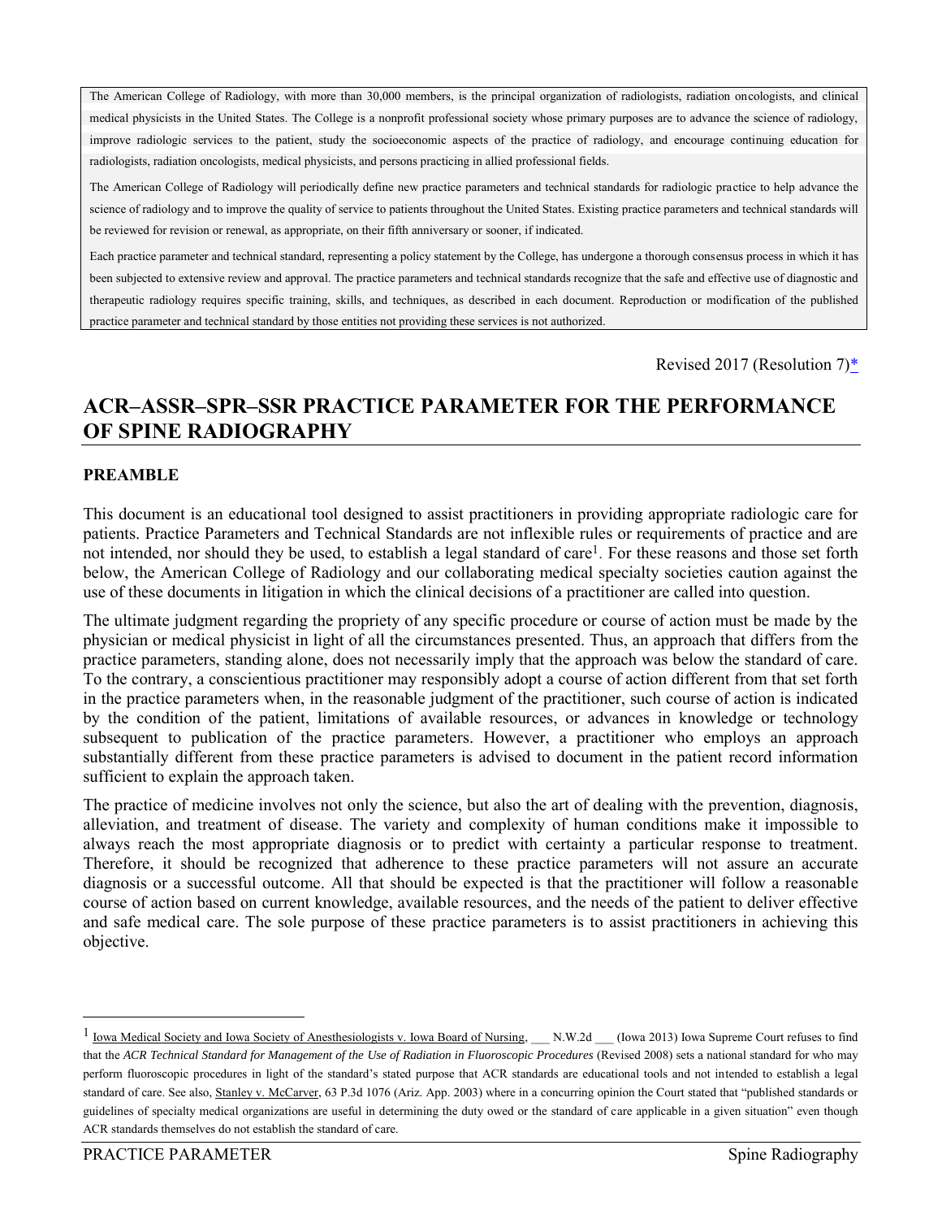The American College of Radiology, with more than 30,000 members, is the principal organization of radiologists, radiation oncologists, and clinical medical physicists in the United States. The College is a nonprofit professional society whose primary purposes are to advance the science of radiology, improve radiologic services to the patient, study the socioeconomic aspects of the practice of radiology, and encourage continuing education for radiologists, radiation oncologists, medical physicists, and persons practicing in allied professional fields.

The American College of Radiology will periodically define new practice parameters and technical standards for radiologic practice to help advance the science of radiology and to improve the quality of service to patients throughout the United States. Existing practice parameters and technical standards will be reviewed for revision or renewal, as appropriate, on their fifth anniversary or sooner, if indicated.

Each practice parameter and technical standard, representing a policy statement by the College, has undergone a thorough consensus process in which it has been subjected to extensive review and approval. The practice parameters and technical standards recognize that the safe and effective use of diagnostic and therapeutic radiology requires specific training, skills, and techniques, as described in each document. Reproduction or modification of the published practice parameter and technical standard by those entities not providing these services is not authorized.

Revised 2017 (Resolution 7)*

# ACR–ASSR–SPR–SSR PRACTICE PARAMETER FOR THE PERFORMANCE OF SPINE RADIOGRAPHY

## PREAMBLE

This document is an educational tool designed to assist practitioners in providing appropriate radiologic care for patients. Practice Parameters and Technical Standards are not inflexible rules or requirements of practice and are not intended, nor should they be used, to establish a legal standard of care[1]. For these reasons and those set forth below, the American College of Radiology and our collaborating medical specialty societies caution against the use of these documents in litigation in which the clinical decisions of a practitioner are called into question.

The ultimate judgment regarding the propriety of any specific procedure or course of action must be made by the physician or medical physicist in light of all the circumstances presented. Thus, an approach that differs from the practice parameters, standing alone, does not necessarily imply that the approach was below the standard of care. To the contrary, a conscientious practitioner may responsibly adopt a course of action different from that set forth in the practice parameters when, in the reasonable judgment of the practitioner, such course of action is indicated by the condition of the patient, limitations of available resources, or advances in knowledge or technology subsequent to publication of the practice parameters. However, a practitioner who employs an approach substantially different from these practice parameters is advised to document in the patient record information sufficient to explain the approach taken.

The practice of medicine involves not only the science, but also the art of dealing with the prevention, diagnosis, alleviation, and treatment of disease. The variety and complexity of human conditions make it impossible to always reach the most appropriate diagnosis or to predict with certainty a particular response to treatment. Therefore, it should be recognized that adherence to these practice parameters will not assure an accurate diagnosis or a successful outcome. All that should be expected is that the practitioner will follow a reasonable course of action based on current knowledge, available resources, and the needs of the patient to deliver effective and safe medical care. The sole purpose of these practice parameters is to assist practitioners in achieving this objective.

---

[1] Iowa Medical Society and Iowa Society of Anesthesiologists v. Iowa Board of Nursing, ___ N.W.2d ___ (Iowa 2013) Iowa Supreme Court refuses to find that the *ACR Technical Standard for Management of the Use of Radiation in Fluoroscopic Procedures* (Revised 2008) sets a national standard for who may perform fluoroscopic procedures in light of the standard's stated purpose that ACR standards are educational tools and not intended to establish a legal standard of care. See also, Stanley v. McCarver, 63 P.3d 1076 (Ariz. App. 2003) where in a concurring opinion the Court stated that "published standards or guidelines of specialty medical organizations are useful in determining the duty owed or the standard of care applicable in a given situation" even though ACR standards themselves do not establish the standard of care.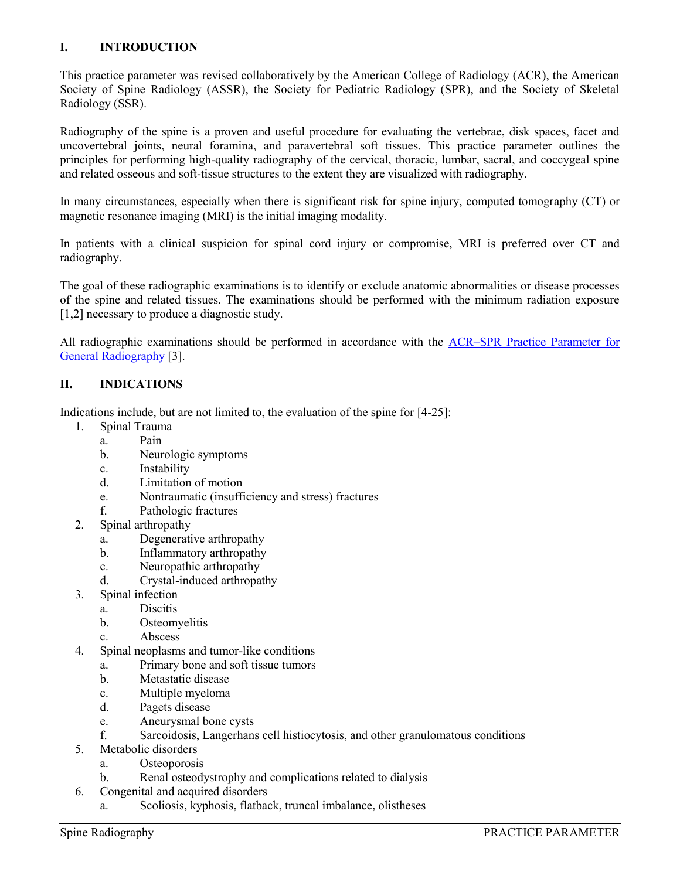## I. INTRODUCTION

This practice parameter was revised collaboratively by the American College of Radiology (ACR), the American Society of Spine Radiology (ASSR), the Society for Pediatric Radiology (SPR), and the Society of Skeletal Radiology (SSR).

Radiography of the spine is a proven and useful procedure for evaluating the vertebrae, disk spaces, facet and uncovertebral joints, neural foramina, and paravertebral soft tissues. This practice parameter outlines the principles for performing high-quality radiography of the cervical, thoracic, lumbar, sacral, and coccygeal spine and related osseous and soft-tissue structures to the extent they are visualized with radiography.

In many circumstances, especially when there is significant risk for spine injury, computed tomography (CT) or magnetic resonance imaging (MRI) is the initial imaging modality.

In patients with a clinical suspicion for spinal cord injury or compromise, MRI is preferred over CT and radiography.

The goal of these radiographic examinations is to identify or exclude anatomic abnormalities or disease processes of the spine and related tissues. The examinations should be performed with the minimum radiation exposure [1,2] necessary to produce a diagnostic study.

All radiographic examinations should be performed in accordance with the ACR–SPR Practice Parameter for General Radiography [3].

## II. INDICATIONS

Indications include, but are not limited to, the evaluation of the spine for [4-25]:

1. Spinal Trauma
   a. Pain
   b. Neurologic symptoms
   c. Instability
   d. Limitation of motion
   e. Nontraumatic (insufficiency and stress) fractures
   f. Pathologic fractures
2. Spinal arthropathy
   a. Degenerative arthropathy
   b. Inflammatory arthropathy
   c. Neuropathic arthropathy
   d. Crystal-induced arthropathy
3. Spinal infection
   a. Discitis
   b. Osteomyelitis
   c. Abscess
4. Spinal neoplasms and tumor-like conditions
   a. Primary bone and soft tissue tumors
   b. Metastatic disease
   c. Multiple myeloma
   d. Pagets disease
   e. Aneurysmal bone cysts
   f. Sarcoidosis, Langerhans cell histiocytosis, and other granulomatous conditions
5. Metabolic disorders
   a. Osteoporosis
   b. Renal osteodystrophy and complications related to dialysis
6. Congenital and acquired disorders
   a. Scoliosis, kyphosis, flatback, truncal imbalance, olistheses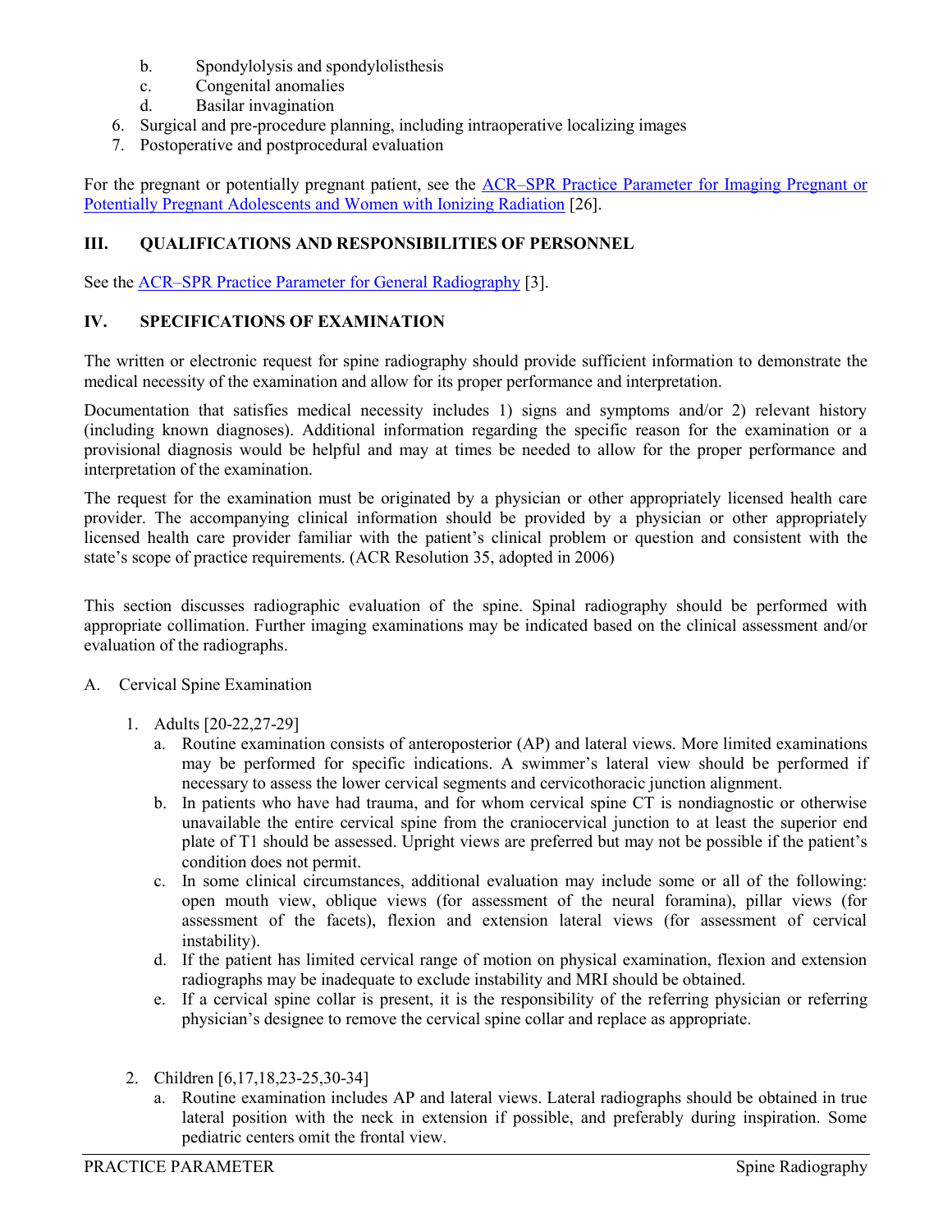b. Spondylolysis and spondylolisthesis
   c. Congenital anomalies
   d. Basilar invagination
6. Surgical and pre-procedure planning, including intraoperative localizing images
7. Postoperative and postprocedural evaluation

For the pregnant or potentially pregnant patient, see the ACR–SPR Practice Parameter for Imaging Pregnant or Potentially Pregnant Adolescents and Women with Ionizing Radiation [26].

## III. QUALIFICATIONS AND RESPONSIBILITIES OF PERSONNEL

See the ACR–SPR Practice Parameter for General Radiography [3].

## IV. SPECIFICATIONS OF EXAMINATION

The written or electronic request for spine radiography should provide sufficient information to demonstrate the medical necessity of the examination and allow for its proper performance and interpretation.

Documentation that satisfies medical necessity includes 1) signs and symptoms and/or 2) relevant history (including known diagnoses). Additional information regarding the specific reason for the examination or a provisional diagnosis would be helpful and may at times be needed to allow for the proper performance and interpretation of the examination.

The request for the examination must be originated by a physician or other appropriately licensed health care provider. The accompanying clinical information should be provided by a physician or other appropriately licensed health care provider familiar with the patient's clinical problem or question and consistent with the state's scope of practice requirements. (ACR Resolution 35, adopted in 2006)

This section discusses radiographic evaluation of the spine. Spinal radiography should be performed with appropriate collimation. Further imaging examinations may be indicated based on the clinical assessment and/or evaluation of the radiographs.

A. Cervical Spine Examination

1. Adults [20-22,27-29]
   a. Routine examination consists of anteroposterior (AP) and lateral views. More limited examinations may be performed for specific indications. A swimmer's lateral view should be performed if necessary to assess the lower cervical segments and cervicothoracic junction alignment.
   b. In patients who have had trauma, and for whom cervical spine CT is nondiagnostic or otherwise unavailable the entire cervical spine from the craniocervical junction to at least the superior end plate of T1 should be assessed. Upright views are preferred but may not be possible if the patient's condition does not permit.
   c. In some clinical circumstances, additional evaluation may include some or all of the following: open mouth view, oblique views (for assessment of the neural foramina), pillar views (for assessment of the facets), flexion and extension lateral views (for assessment of cervical instability).
   d. If the patient has limited cervical range of motion on physical examination, flexion and extension radiographs may be inadequate to exclude instability and MRI should be obtained.
   e. If a cervical spine collar is present, it is the responsibility of the referring physician or referring physician's designee to remove the cervical spine collar and replace as appropriate.

2. Children [6,17,18,23-25,30-34]
   a. Routine examination includes AP and lateral views. Lateral radiographs should be obtained in true lateral position with the neck in extension if possible, and preferably during inspiration. Some pediatric centers omit the frontal view.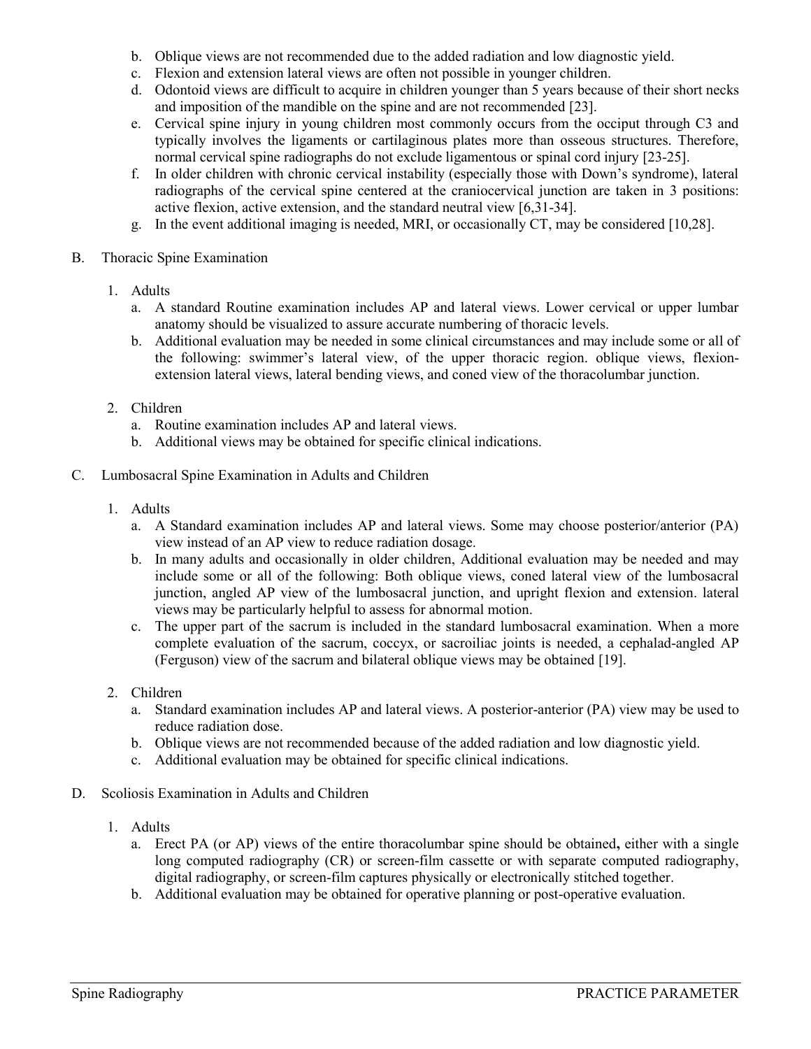b. Oblique views are not recommended due to the added radiation and low diagnostic yield.
c. Flexion and extension lateral views are often not possible in younger children.
d. Odontoid views are difficult to acquire in children younger than 5 years because of their short necks and imposition of the mandible on the spine and are not recommended [23].
e. Cervical spine injury in young children most commonly occurs from the occiput through C3 and typically involves the ligaments or cartilaginous plates more than osseous structures. Therefore, normal cervical spine radiographs do not exclude ligamentous or spinal cord injury [23-25].
f. In older children with chronic cervical instability (especially those with Down's syndrome), lateral radiographs of the cervical spine centered at the craniocervical junction are taken in 3 positions: active flexion, active extension, and the standard neutral view [6,31-34].
g. In the event additional imaging is needed, MRI, or occasionally CT, may be considered [10,28].

B. Thoracic Spine Examination

1. Adults
   a. A standard Routine examination includes AP and lateral views. Lower cervical or upper lumbar anatomy should be visualized to assure accurate numbering of thoracic levels.
   b. Additional evaluation may be needed in some clinical circumstances and may include some or all of the following: swimmer's lateral view, of the upper thoracic region. oblique views, flexion-extension lateral views, lateral bending views, and coned view of the thoracolumbar junction.

2. Children
   a. Routine examination includes AP and lateral views.
   b. Additional views may be obtained for specific clinical indications.

C. Lumbosacral Spine Examination in Adults and Children

1. Adults
   a. A Standard examination includes AP and lateral views. Some may choose posterior/anterior (PA) view instead of an AP view to reduce radiation dosage.
   b. In many adults and occasionally in older children, Additional evaluation may be needed and may include some or all of the following: Both oblique views, coned lateral view of the lumbosacral junction, angled AP view of the lumbosacral junction, and upright flexion and extension. lateral views may be particularly helpful to assess for abnormal motion.
   c. The upper part of the sacrum is included in the standard lumbosacral examination. When a more complete evaluation of the sacrum, coccyx, or sacroiliac joints is needed, a cephalad-angled AP (Ferguson) view of the sacrum and bilateral oblique views may be obtained [19].

2. Children
   a. Standard examination includes AP and lateral views. A posterior-anterior (PA) view may be used to reduce radiation dose.
   b. Oblique views are not recommended because of the added radiation and low diagnostic yield.
   c. Additional evaluation may be obtained for specific clinical indications.

D. Scoliosis Examination in Adults and Children

1. Adults
   a. Erect PA (or AP) views of the entire thoracolumbar spine should be obtained**,** either with a single long computed radiography (CR) or screen-film cassette or with separate computed radiography, digital radiography, or screen-film captures physically or electronically stitched together.
   b. Additional evaluation may be obtained for operative planning or post-operative evaluation.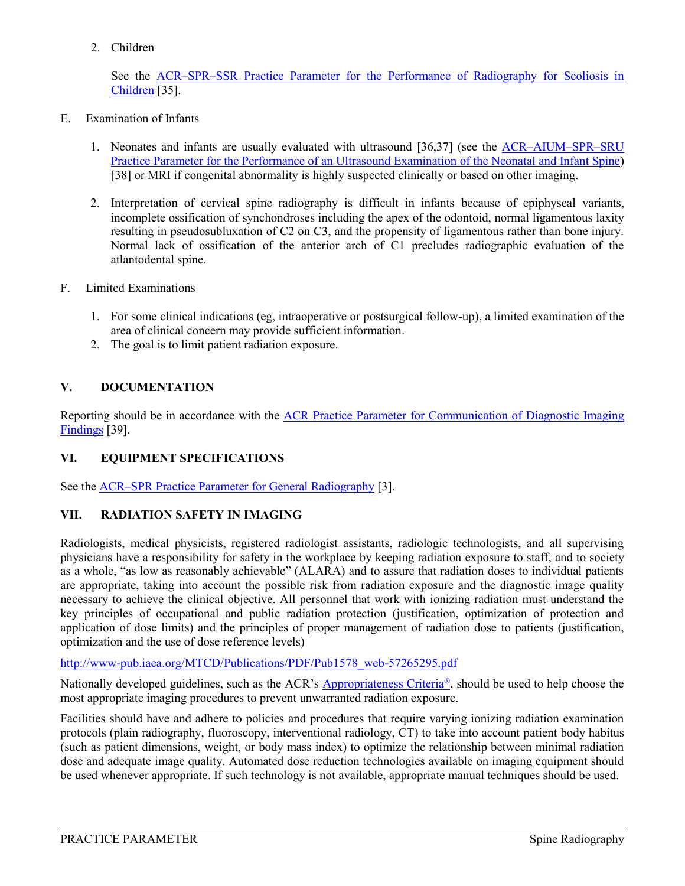2. Children

   See the [ACR–SPR–SSR Practice Parameter for the Performance of Radiography for Scoliosis in Children](#) [35].

E. Examination of Infants

1. Neonates and infants are usually evaluated with ultrasound [36,37] (see the [ACR–AIUM–SPR–SRU Practice Parameter for the Performance of an Ultrasound Examination of the Neonatal and Infant Spine](#)) [38] or MRI if congenital abnormality is highly suspected clinically or based on other imaging.

2. Interpretation of cervical spine radiography is difficult in infants because of epiphyseal variants, incomplete ossification of synchondroses including the apex of the odontoid, normal ligamentous laxity resulting in pseudosubluxation of C2 on C3, and the propensity of ligamentous rather than bone injury. Normal lack of ossification of the anterior arch of C1 precludes radiographic evaluation of the atlantodental spine.

F. Limited Examinations

1. For some clinical indications (eg, intraoperative or postsurgical follow-up), a limited examination of the area of clinical concern may provide sufficient information.
2. The goal is to limit patient radiation exposure.

## V. DOCUMENTATION

Reporting should be in accordance with the [ACR Practice Parameter for Communication of Diagnostic Imaging Findings](#) [39].

## VI. EQUIPMENT SPECIFICATIONS

See the [ACR–SPR Practice Parameter for General Radiography](#) [3].

## VII. RADIATION SAFETY IN IMAGING

Radiologists, medical physicists, registered radiologist assistants, radiologic technologists, and all supervising physicians have a responsibility for safety in the workplace by keeping radiation exposure to staff, and to society as a whole, "as low as reasonably achievable" (ALARA) and to assure that radiation doses to individual patients are appropriate, taking into account the possible risk from radiation exposure and the diagnostic image quality necessary to achieve the clinical objective. All personnel that work with ionizing radiation must understand the key principles of occupational and public radiation protection (justification, optimization of protection and application of dose limits) and the principles of proper management of radiation dose to patients (justification, optimization and the use of dose reference levels)

http://www-pub.iaea.org/MTCD/Publications/PDF/Pub1578_web-57265295.pdf

Nationally developed guidelines, such as the ACR's [Appropriateness Criteria®](#), should be used to help choose the most appropriate imaging procedures to prevent unwarranted radiation exposure.

Facilities should have and adhere to policies and procedures that require varying ionizing radiation examination protocols (plain radiography, fluoroscopy, interventional radiology, CT) to take into account patient body habitus (such as patient dimensions, weight, or body mass index) to optimize the relationship between minimal radiation dose and adequate image quality. Automated dose reduction technologies available on imaging equipment should be used whenever appropriate. If such technology is not available, appropriate manual techniques should be used.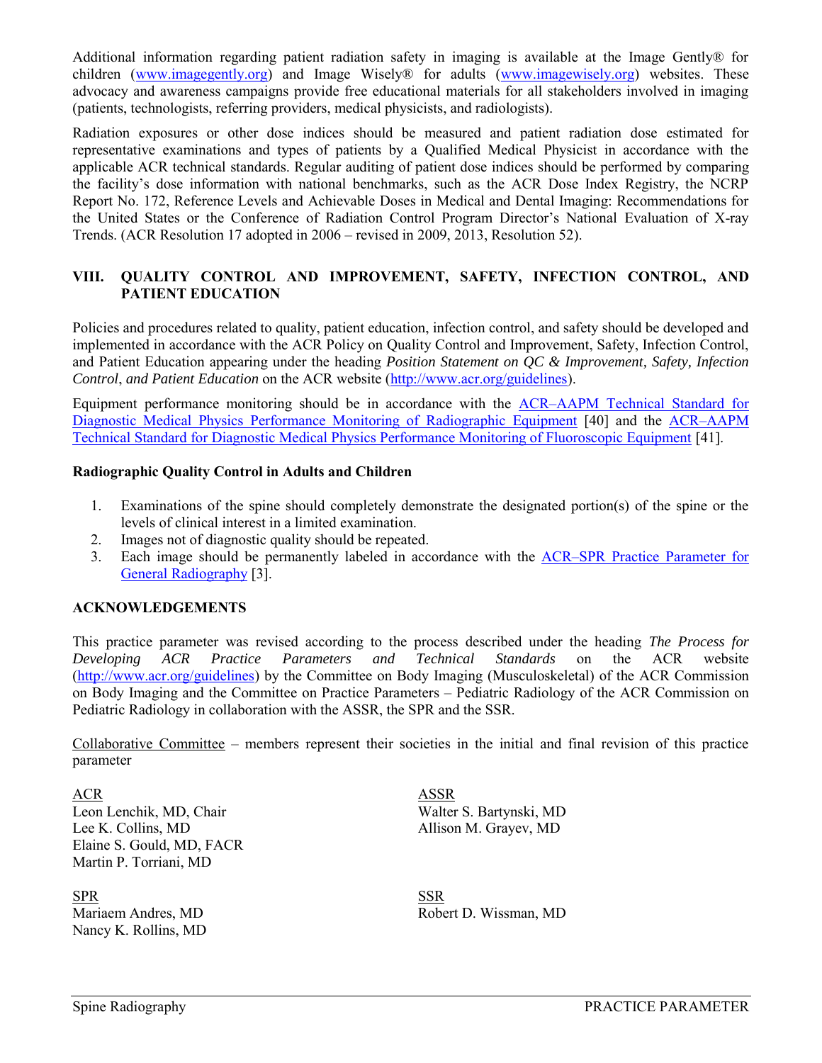Additional information regarding patient radiation safety in imaging is available at the Image Gently® for children (www.imagegently.org) and Image Wisely® for adults (www.imagewisely.org) websites. These advocacy and awareness campaigns provide free educational materials for all stakeholders involved in imaging (patients, technologists, referring providers, medical physicists, and radiologists).

Radiation exposures or other dose indices should be measured and patient radiation dose estimated for representative examinations and types of patients by a Qualified Medical Physicist in accordance with the applicable ACR technical standards. Regular auditing of patient dose indices should be performed by comparing the facility's dose information with national benchmarks, such as the ACR Dose Index Registry, the NCRP Report No. 172, Reference Levels and Achievable Doses in Medical and Dental Imaging: Recommendations for the United States or the Conference of Radiation Control Program Director's National Evaluation of X-ray Trends. (ACR Resolution 17 adopted in 2006 – revised in 2009, 2013, Resolution 52).

## VIII. QUALITY CONTROL AND IMPROVEMENT, SAFETY, INFECTION CONTROL, AND PATIENT EDUCATION

Policies and procedures related to quality, patient education, infection control, and safety should be developed and implemented in accordance with the ACR Policy on Quality Control and Improvement, Safety, Infection Control, and Patient Education appearing under the heading *Position Statement on QC & Improvement, Safety, Infection Control*, *and Patient Education* on the ACR website (http://www.acr.org/guidelines).

Equipment performance monitoring should be in accordance with the ACR–AAPM Technical Standard for Diagnostic Medical Physics Performance Monitoring of Radiographic Equipment [40] and the ACR–AAPM Technical Standard for Diagnostic Medical Physics Performance Monitoring of Fluoroscopic Equipment [41].

### Radiographic Quality Control in Adults and Children

1. Examinations of the spine should completely demonstrate the designated portion(s) of the spine or the levels of clinical interest in a limited examination.
2. Images not of diagnostic quality should be repeated.
3. Each image should be permanently labeled in accordance with the ACR–SPR Practice Parameter for General Radiography [3].

## ACKNOWLEDGEMENTS

This practice parameter was revised according to the process described under the heading *The Process for Developing ACR Practice Parameters and Technical Standards* on the ACR website (http://www.acr.org/guidelines) by the Committee on Body Imaging (Musculoskeletal) of the ACR Commission on Body Imaging and the Committee on Practice Parameters – Pediatric Radiology of the ACR Commission on Pediatric Radiology in collaboration with the ASSR, the SPR and the SSR.

Collaborative Committee – members represent their societies in the initial and final revision of this practice parameter

ACR
Leon Lenchik, MD, Chair
Lee K. Collins, MD
Elaine S. Gould, MD, FACR
Martin P. Torriani, MD

ASSR
Walter S. Bartynski, MD
Allison M. Grayev, MD

SPR
Mariaem Andres, MD
Nancy K. Rollins, MD

SSR
Robert D. Wissman, MD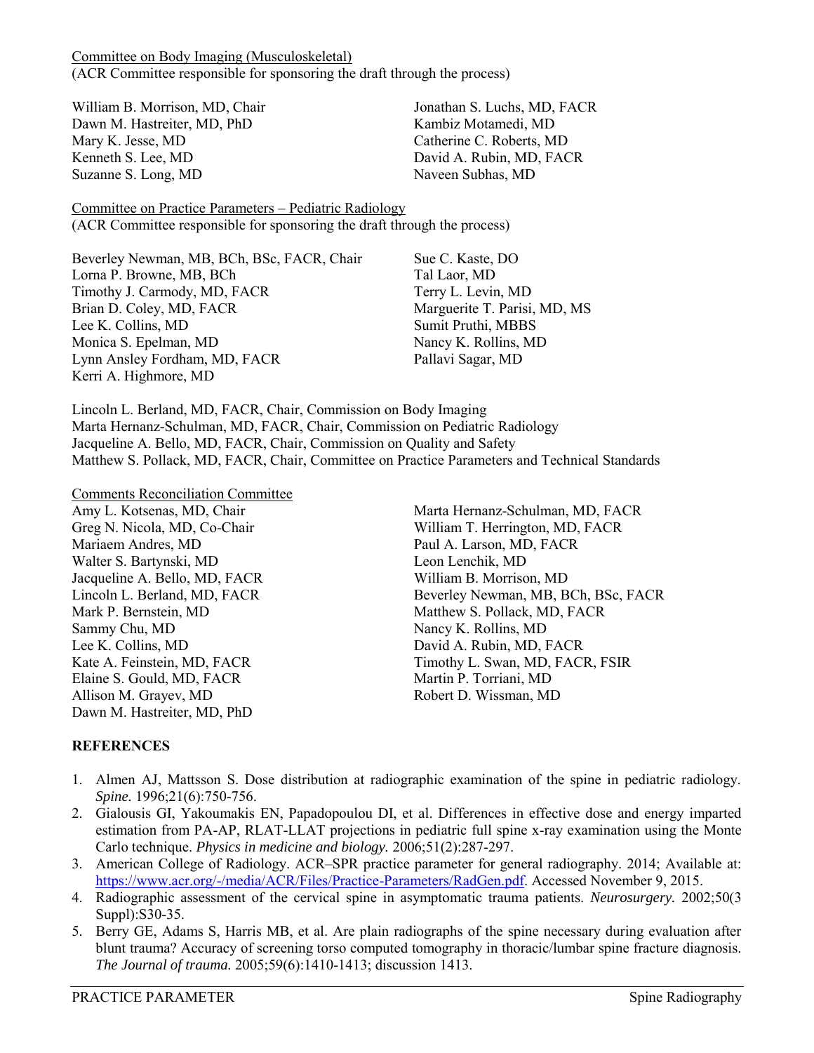Committee on Body Imaging (Musculoskeletal)
(ACR Committee responsible for sponsoring the draft through the process)

William B. Morrison, MD, Chair
Dawn M. Hastreiter, MD, PhD
Mary K. Jesse, MD
Kenneth S. Lee, MD
Suzanne S. Long, MD
Jonathan S. Luchs, MD, FACR
Kambiz Motamedi, MD
Catherine C. Roberts, MD
David A. Rubin, MD, FACR
Naveen Subhas, MD

Committee on Practice Parameters – Pediatric Radiology
(ACR Committee responsible for sponsoring the draft through the process)

Beverley Newman, MB, BCh, BSc, FACR, Chair
Lorna P. Browne, MB, BCh
Timothy J. Carmody, MD, FACR
Brian D. Coley, MD, FACR
Lee K. Collins, MD
Monica S. Epelman, MD
Lynn Ansley Fordham, MD, FACR
Kerri A. Highmore, MD
Sue C. Kaste, DO
Tal Laor, MD
Terry L. Levin, MD
Marguerite T. Parisi, MD, MS
Sumit Pruthi, MBBS
Nancy K. Rollins, MD
Pallavi Sagar, MD

Lincoln L. Berland, MD, FACR, Chair, Commission on Body Imaging
Marta Hernanz-Schulman, MD, FACR, Chair, Commission on Pediatric Radiology
Jacqueline A. Bello, MD, FACR, Chair, Commission on Quality and Safety
Matthew S. Pollack, MD, FACR, Chair, Committee on Practice Parameters and Technical Standards

Comments Reconciliation Committee
Amy L. Kotsenas, MD, Chair
Greg N. Nicola, MD, Co-Chair
Mariaem Andres, MD
Walter S. Bartynski, MD
Jacqueline A. Bello, MD, FACR
Lincoln L. Berland, MD, FACR
Mark P. Bernstein, MD
Sammy Chu, MD
Lee K. Collins, MD
Kate A. Feinstein, MD, FACR
Elaine S. Gould, MD, FACR
Allison M. Grayev, MD
Dawn M. Hastreiter, MD, PhD
Marta Hernanz-Schulman, MD, FACR
William T. Herrington, MD, FACR
Paul A. Larson, MD, FACR
Leon Lenchik, MD
William B. Morrison, MD
Beverley Newman, MB, BCh, BSc, FACR
Matthew S. Pollack, MD, FACR
Nancy K. Rollins, MD
David A. Rubin, MD, FACR
Timothy L. Swan, MD, FACR, FSIR
Martin P. Torriani, MD
Robert D. Wissman, MD

## REFERENCES

1. Almen AJ, Mattsson S. Dose distribution at radiographic examination of the spine in pediatric radiology. *Spine.* 1996;21(6):750-756.
2. Gialousis GI, Yakoumakis EN, Papadopoulou DI, et al. Differences in effective dose and energy imparted estimation from PA-AP, RLAT-LLAT projections in pediatric full spine x-ray examination using the Monte Carlo technique. *Physics in medicine and biology.* 2006;51(2):287-297.
3. American College of Radiology. ACR–SPR practice parameter for general radiography. 2014; Available at: https://www.acr.org/-/media/ACR/Files/Practice-Parameters/RadGen.pdf. Accessed November 9, 2015.
4. Radiographic assessment of the cervical spine in asymptomatic trauma patients. *Neurosurgery.* 2002;50(3 Suppl):S30-35.
5. Berry GE, Adams S, Harris MB, et al. Are plain radiographs of the spine necessary during evaluation after blunt trauma? Accuracy of screening torso computed tomography in thoracic/lumbar spine fracture diagnosis. *The Journal of trauma.* 2005;59(6):1410-1413; discussion 1413.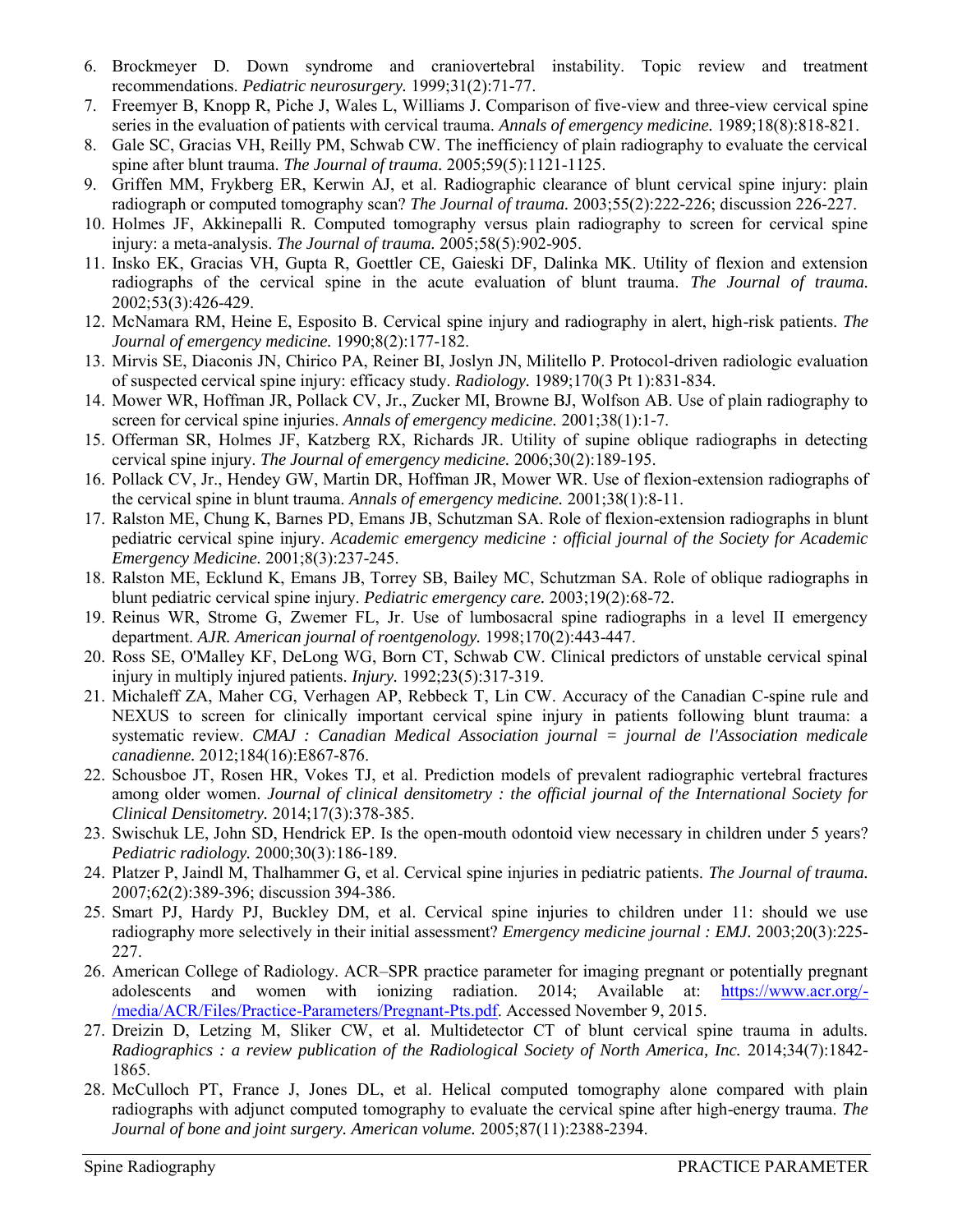6. Brockmeyer D. Down syndrome and craniovertebral instability. Topic review and treatment recommendations. *Pediatric neurosurgery.* 1999;31(2):71-77.
7. Freemyer B, Knopp R, Piche J, Wales L, Williams J. Comparison of five-view and three-view cervical spine series in the evaluation of patients with cervical trauma. *Annals of emergency medicine.* 1989;18(8):818-821.
8. Gale SC, Gracias VH, Reilly PM, Schwab CW. The inefficiency of plain radiography to evaluate the cervical spine after blunt trauma. *The Journal of trauma.* 2005;59(5):1121-1125.
9. Griffen MM, Frykberg ER, Kerwin AJ, et al. Radiographic clearance of blunt cervical spine injury: plain radiograph or computed tomography scan? *The Journal of trauma.* 2003;55(2):222-226; discussion 226-227.
10. Holmes JF, Akkinepalli R. Computed tomography versus plain radiography to screen for cervical spine injury: a meta-analysis. *The Journal of trauma.* 2005;58(5):902-905.
11. Insko EK, Gracias VH, Gupta R, Goettler CE, Gaieski DF, Dalinka MK. Utility of flexion and extension radiographs of the cervical spine in the acute evaluation of blunt trauma. *The Journal of trauma.* 2002;53(3):426-429.
12. McNamara RM, Heine E, Esposito B. Cervical spine injury and radiography in alert, high-risk patients. *The Journal of emergency medicine.* 1990;8(2):177-182.
13. Mirvis SE, Diaconis JN, Chirico PA, Reiner BI, Joslyn JN, Militello P. Protocol-driven radiologic evaluation of suspected cervical spine injury: efficacy study. *Radiology.* 1989;170(3 Pt 1):831-834.
14. Mower WR, Hoffman JR, Pollack CV, Jr., Zucker MI, Browne BJ, Wolfson AB. Use of plain radiography to screen for cervical spine injuries. *Annals of emergency medicine.* 2001;38(1):1-7.
15. Offerman SR, Holmes JF, Katzberg RX, Richards JR. Utility of supine oblique radiographs in detecting cervical spine injury. *The Journal of emergency medicine.* 2006;30(2):189-195.
16. Pollack CV, Jr., Hendey GW, Martin DR, Hoffman JR, Mower WR. Use of flexion-extension radiographs of the cervical spine in blunt trauma. *Annals of emergency medicine.* 2001;38(1):8-11.
17. Ralston ME, Chung K, Barnes PD, Emans JB, Schutzman SA. Role of flexion-extension radiographs in blunt pediatric cervical spine injury. *Academic emergency medicine : official journal of the Society for Academic Emergency Medicine.* 2001;8(3):237-245.
18. Ralston ME, Ecklund K, Emans JB, Torrey SB, Bailey MC, Schutzman SA. Role of oblique radiographs in blunt pediatric cervical spine injury. *Pediatric emergency care.* 2003;19(2):68-72.
19. Reinus WR, Strome G, Zwemer FL, Jr. Use of lumbosacral spine radiographs in a level II emergency department. *AJR. American journal of roentgenology.* 1998;170(2):443-447.
20. Ross SE, O'Malley KF, DeLong WG, Born CT, Schwab CW. Clinical predictors of unstable cervical spinal injury in multiply injured patients. *Injury.* 1992;23(5):317-319.
21. Michaleff ZA, Maher CG, Verhagen AP, Rebbeck T, Lin CW. Accuracy of the Canadian C-spine rule and NEXUS to screen for clinically important cervical spine injury in patients following blunt trauma: a systematic review. *CMAJ : Canadian Medical Association journal = journal de l'Association medicale canadienne.* 2012;184(16):E867-876.
22. Schousboe JT, Rosen HR, Vokes TJ, et al. Prediction models of prevalent radiographic vertebral fractures among older women. *Journal of clinical densitometry : the official journal of the International Society for Clinical Densitometry.* 2014;17(3):378-385.
23. Swischuk LE, John SD, Hendrick EP. Is the open-mouth odontoid view necessary in children under 5 years? *Pediatric radiology.* 2000;30(3):186-189.
24. Platzer P, Jaindl M, Thalhammer G, et al. Cervical spine injuries in pediatric patients. *The Journal of trauma.* 2007;62(2):389-396; discussion 394-386.
25. Smart PJ, Hardy PJ, Buckley DM, et al. Cervical spine injuries to children under 11: should we use radiography more selectively in their initial assessment? *Emergency medicine journal : EMJ.* 2003;20(3):225-227.
26. American College of Radiology. ACR–SPR practice parameter for imaging pregnant or potentially pregnant adolescents and women with ionizing radiation. 2014; Available at: https://www.acr.org/-/media/ACR/Files/Practice-Parameters/Pregnant-Pts.pdf. Accessed November 9, 2015.
27. Dreizin D, Letzing M, Sliker CW, et al. Multidetector CT of blunt cervical spine trauma in adults. *Radiographics : a review publication of the Radiological Society of North America, Inc.* 2014;34(7):1842-1865.
28. McCulloch PT, France J, Jones DL, et al. Helical computed tomography alone compared with plain radiographs with adjunct computed tomography to evaluate the cervical spine after high-energy trauma. *The Journal of bone and joint surgery. American volume.* 2005;87(11):2388-2394.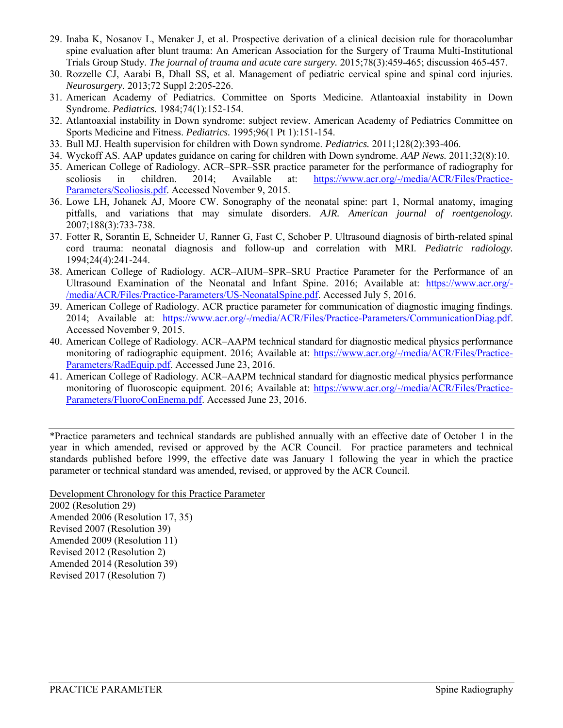29. Inaba K, Nosanov L, Menaker J, et al. Prospective derivation of a clinical decision rule for thoracolumbar spine evaluation after blunt trauma: An American Association for the Surgery of Trauma Multi-Institutional Trials Group Study. *The journal of trauma and acute care surgery.* 2015;78(3):459-465; discussion 465-457.
30. Rozzelle CJ, Aarabi B, Dhall SS, et al. Management of pediatric cervical spine and spinal cord injuries. *Neurosurgery.* 2013;72 Suppl 2:205-226.
31. American Academy of Pediatrics. Committee on Sports Medicine. Atlantoaxial instability in Down Syndrome. *Pediatrics.* 1984;74(1):152-154.
32. Atlantoaxial instability in Down syndrome: subject review. American Academy of Pediatrics Committee on Sports Medicine and Fitness. *Pediatrics.* 1995;96(1 Pt 1):151-154.
33. Bull MJ. Health supervision for children with Down syndrome. *Pediatrics.* 2011;128(2):393-406.
34. Wyckoff AS. AAP updates guidance on caring for children with Down syndrome. *AAP News.* 2011;32(8):10.
35. American College of Radiology. ACR–SPR–SSR practice parameter for the performance of radiography for scoliosis in children. 2014; Available at: [https://www.acr.org/-/media/ACR/Files/Practice-Parameters/Scoliosis.pdf](https://www.acr.org/-/media/ACR/Files/Practice-Parameters/Scoliosis.pdf). Accessed November 9, 2015.
36. Lowe LH, Johanek AJ, Moore CW. Sonography of the neonatal spine: part 1, Normal anatomy, imaging pitfalls, and variations that may simulate disorders. *AJR. American journal of roentgenology.* 2007;188(3):733-738.
37. Fotter R, Sorantin E, Schneider U, Ranner G, Fast C, Schober P. Ultrasound diagnosis of birth-related spinal cord trauma: neonatal diagnosis and follow-up and correlation with MRI. *Pediatric radiology.* 1994;24(4):241-244.
38. American College of Radiology. ACR–AIUM–SPR–SRU Practice Parameter for the Performance of an Ultrasound Examination of the Neonatal and Infant Spine. 2016; Available at: [https://www.acr.org/-/media/ACR/Files/Practice-Parameters/US-NeonatalSpine.pdf](https://www.acr.org/-/media/ACR/Files/Practice-Parameters/US-NeonatalSpine.pdf). Accessed July 5, 2016.
39. American College of Radiology. ACR practice parameter for communication of diagnostic imaging findings. 2014; Available at: [https://www.acr.org/-/media/ACR/Files/Practice-Parameters/CommunicationDiag.pdf](https://www.acr.org/-/media/ACR/Files/Practice-Parameters/CommunicationDiag.pdf). Accessed November 9, 2015.
40. American College of Radiology. ACR–AAPM technical standard for diagnostic medical physics performance monitoring of radiographic equipment. 2016; Available at: [https://www.acr.org/-/media/ACR/Files/Practice-Parameters/RadEquip.pdf](https://www.acr.org/-/media/ACR/Files/Practice-Parameters/RadEquip.pdf). Accessed June 23, 2016.
41. American College of Radiology. ACR–AAPM technical standard for diagnostic medical physics performance monitoring of fluoroscopic equipment. 2016; Available at: [https://www.acr.org/-/media/ACR/Files/Practice-Parameters/FluoroConEnema.pdf](https://www.acr.org/-/media/ACR/Files/Practice-Parameters/FluoroConEnema.pdf). Accessed June 23, 2016.

---

*Practice parameters and technical standards are published annually with an effective date of October 1 in the year in which amended, revised or approved by the ACR Council. For practice parameters and technical standards published before 1999, the effective date was January 1 following the year in which the practice parameter or technical standard was amended, revised, or approved by the ACR Council.

Development Chronology for this Practice Parameter

2002 (Resolution 29)  
Amended 2006 (Resolution 17, 35)  
Revised 2007 (Resolution 39)  
Amended 2009 (Resolution 11)  
Revised 2012 (Resolution 2)  
Amended 2014 (Resolution 39)  
Revised 2017 (Resolution 7)